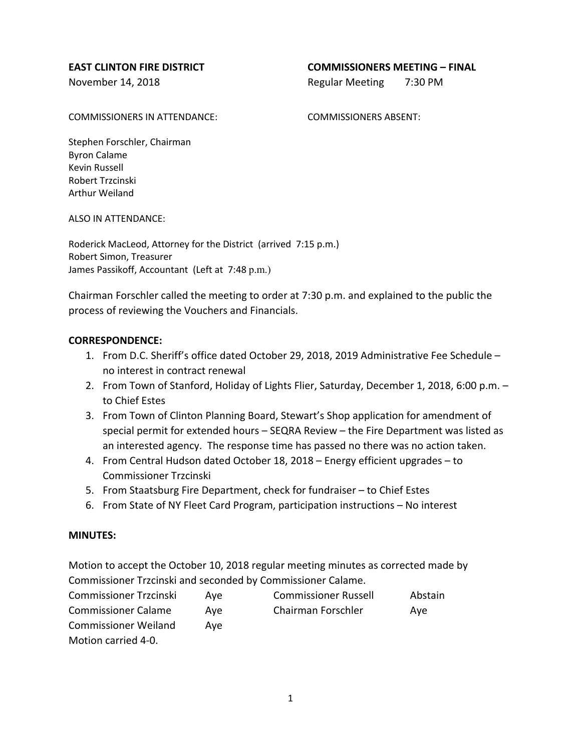**EAST CLINTON FIRE DISTRICT** | **COMMISSIONERS MEETING – FINAL**

November 14, 2018 | Regular Meeting 7:30 PM

COMMISSIONERS IN ATTENDANCE:

Stephen Forschler, Chairman
Byron Calame
Kevin Russell
Robert Trzcinski
Arthur Weiland

COMMISSIONERS ABSENT:

ALSO IN ATTENDANCE:

Roderick MacLeod, Attorney for the District (arrived 7:15 p.m.)
Robert Simon, Treasurer
James Passikoff, Accountant (Left at 7:48 p.m.)

Chairman Forschler called the meeting to order at 7:30 p.m. and explained to the public the process of reviewing the Vouchers and Financials.

**CORRESPONDENCE:**

1. From D.C. Sheriff's office dated October 29, 2018, 2019 Administrative Fee Schedule – no interest in contract renewal
2. From Town of Stanford, Holiday of Lights Flier, Saturday, December 1, 2018, 6:00 p.m. – to Chief Estes
3. From Town of Clinton Planning Board, Stewart's Shop application for amendment of special permit for extended hours – SEQRA Review – the Fire Department was listed as an interested agency. The response time has passed no there was no action taken.
4. From Central Hudson dated October 18, 2018 – Energy efficient upgrades – to Commissioner Trzcinski
5. From Staatsburg Fire Department, check for fundraiser – to Chief Estes
6. From State of NY Fleet Card Program, participation instructions – No interest

**MINUTES:**

Motion to accept the October 10, 2018 regular meeting minutes as corrected made by Commissioner Trzcinski and seconded by Commissioner Calame.

| | | | |
|---|---|---|---|
| Commissioner Trzcinski | Aye | Commissioner Russell | Abstain |
| Commissioner Calame | Aye | Chairman Forschler | Aye |
| Commissioner Weiland | Aye | | |

Motion carried 4-0.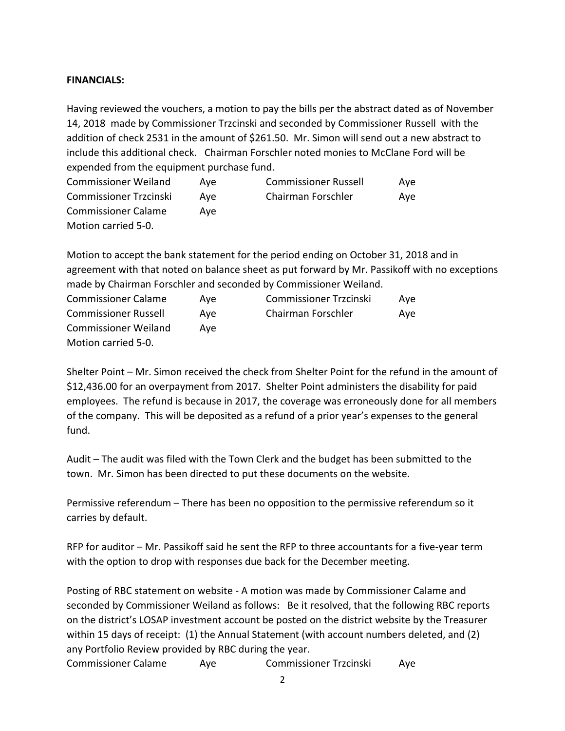**FINANCIALS:**

Having reviewed the vouchers, a motion to pay the bills per the abstract dated as of November 14, 2018 made by Commissioner Trzcinski and seconded by Commissioner Russell with the addition of check 2531 in the amount of $261.50. Mr. Simon will send out a new abstract to include this additional check. Chairman Forschler noted monies to McClane Ford will be expended from the equipment purchase fund.

| | | | |
|---|---|---|---|
| Commissioner Weiland | Aye | Commissioner Russell | Aye |
| Commissioner Trzcinski | Aye | Chairman Forschler | Aye |
| Commissioner Calame | Aye | | |

Motion carried 5-0.

Motion to accept the bank statement for the period ending on October 31, 2018 and in agreement with that noted on balance sheet as put forward by Mr. Passikoff with no exceptions made by Chairman Forschler and seconded by Commissioner Weiland.

| | | | |
|---|---|---|---|
| Commissioner Calame | Aye | Commissioner Trzcinski | Aye |
| Commissioner Russell | Aye | Chairman Forschler | Aye |
| Commissioner Weiland | Aye | | |

Motion carried 5-0.

Shelter Point – Mr. Simon received the check from Shelter Point for the refund in the amount of $12,436.00 for an overpayment from 2017. Shelter Point administers the disability for paid employees. The refund is because in 2017, the coverage was erroneously done for all members of the company. This will be deposited as a refund of a prior year's expenses to the general fund.

Audit – The audit was filed with the Town Clerk and the budget has been submitted to the town. Mr. Simon has been directed to put these documents on the website.

Permissive referendum – There has been no opposition to the permissive referendum so it carries by default.

RFP for auditor – Mr. Passikoff said he sent the RFP to three accountants for a five-year term with the option to drop with responses due back for the December meeting.

Posting of RBC statement on website - A motion was made by Commissioner Calame and seconded by Commissioner Weiland as follows: Be it resolved, that the following RBC reports on the district's LOSAP investment account be posted on the district website by the Treasurer within 15 days of receipt: (1) the Annual Statement (with account numbers deleted, and (2) any Portfolio Review provided by RBC during the year.

| | | | |
|---|---|---|---|
| Commissioner Calame | Aye | Commissioner Trzcinski | Aye |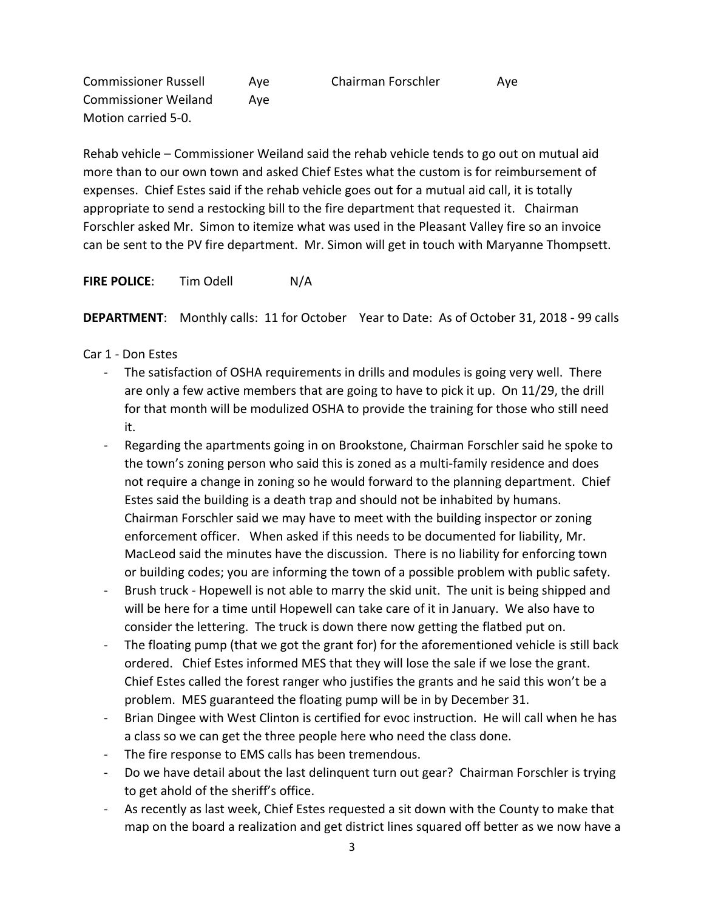| | | | |
|---|---|---|---|
| Commissioner Russell | Aye | Chairman Forschler | Aye |
| Commissioner Weiland | Aye | | |

Motion carried 5-0.

Rehab vehicle – Commissioner Weiland said the rehab vehicle tends to go out on mutual aid more than to our own town and asked Chief Estes what the custom is for reimbursement of expenses. Chief Estes said if the rehab vehicle goes out for a mutual aid call, it is totally appropriate to send a restocking bill to the fire department that requested it. Chairman Forschler asked Mr. Simon to itemize what was used in the Pleasant Valley fire so an invoice can be sent to the PV fire department. Mr. Simon will get in touch with Maryanne Thompsett.

**FIRE POLICE**: Tim Odell N/A

**DEPARTMENT**: Monthly calls: 11 for October Year to Date: As of October 31, 2018 - 99 calls

Car 1 - Don Estes

- The satisfaction of OSHA requirements in drills and modules is going very well. There are only a few active members that are going to have to pick it up. On 11/29, the drill for that month will be modulized OSHA to provide the training for those who still need it.
- Regarding the apartments going in on Brookstone, Chairman Forschler said he spoke to the town's zoning person who said this is zoned as a multi-family residence and does not require a change in zoning so he would forward to the planning department. Chief Estes said the building is a death trap and should not be inhabited by humans. Chairman Forschler said we may have to meet with the building inspector or zoning enforcement officer. When asked if this needs to be documented for liability, Mr. MacLeod said the minutes have the discussion. There is no liability for enforcing town or building codes; you are informing the town of a possible problem with public safety.
- Brush truck - Hopewell is not able to marry the skid unit. The unit is being shipped and will be here for a time until Hopewell can take care of it in January. We also have to consider the lettering. The truck is down there now getting the flatbed put on.
- The floating pump (that we got the grant for) for the aforementioned vehicle is still back ordered. Chief Estes informed MES that they will lose the sale if we lose the grant. Chief Estes called the forest ranger who justifies the grants and he said this won't be a problem. MES guaranteed the floating pump will be in by December 31.
- Brian Dingee with West Clinton is certified for evoc instruction. He will call when he has a class so we can get the three people here who need the class done.
- The fire response to EMS calls has been tremendous.
- Do we have detail about the last delinquent turn out gear? Chairman Forschler is trying to get ahold of the sheriff's office.
- As recently as last week, Chief Estes requested a sit down with the County to make that map on the board a realization and get district lines squared off better as we now have a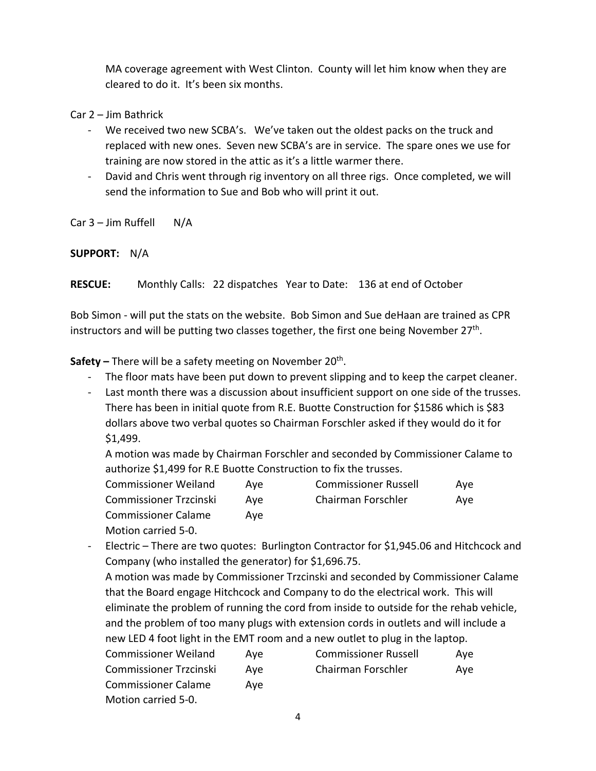MA coverage agreement with West Clinton. County will let him know when they are cleared to do it. It's been six months.

Car 2 – Jim Bathrick

- We received two new SCBA's. We've taken out the oldest packs on the truck and replaced with new ones. Seven new SCBA's are in service. The spare ones we use for training are now stored in the attic as it's a little warmer there.
- David and Chris went through rig inventory on all three rigs. Once completed, we will send the information to Sue and Bob who will print it out.

Car 3 – Jim Ruffell N/A

**SUPPORT:** N/A

**RESCUE:** Monthly Calls: 22 dispatches Year to Date: 136 at end of October

Bob Simon - will put the stats on the website. Bob Simon and Sue deHaan are trained as CPR instructors and will be putting two classes together, the first one being November 27th.

**Safety –** There will be a safety meeting on November 20th.

- The floor mats have been put down to prevent slipping and to keep the carpet cleaner.
- Last month there was a discussion about insufficient support on one side of the trusses. There has been in initial quote from R.E. Buotte Construction for $1586 which is $83 dollars above two verbal quotes so Chairman Forschler asked if they would do it for $1,499.

  A motion was made by Chairman Forschler and seconded by Commissioner Calame to authorize $1,499 for R.E Buotte Construction to fix the trusses.

  | | | | |
  |---|---|---|---|
  | Commissioner Weiland | Aye | Commissioner Russell | Aye |
  | Commissioner Trzcinski | Aye | Chairman Forschler | Aye |
  | Commissioner Calame | Aye | | |

  Motion carried 5-0.

- Electric – There are two quotes: Burlington Contractor for $1,945.06 and Hitchcock and Company (who installed the generator) for $1,696.75.

  A motion was made by Commissioner Trzcinski and seconded by Commissioner Calame that the Board engage Hitchcock and Company to do the electrical work. This will eliminate the problem of running the cord from inside to outside for the rehab vehicle, and the problem of too many plugs with extension cords in outlets and will include a new LED 4 foot light in the EMT room and a new outlet to plug in the laptop.

  | | | | |
  |---|---|---|---|
  | Commissioner Weiland | Aye | Commissioner Russell | Aye |
  | Commissioner Trzcinski | Aye | Chairman Forschler | Aye |
  | Commissioner Calame | Aye | | |

  Motion carried 5-0.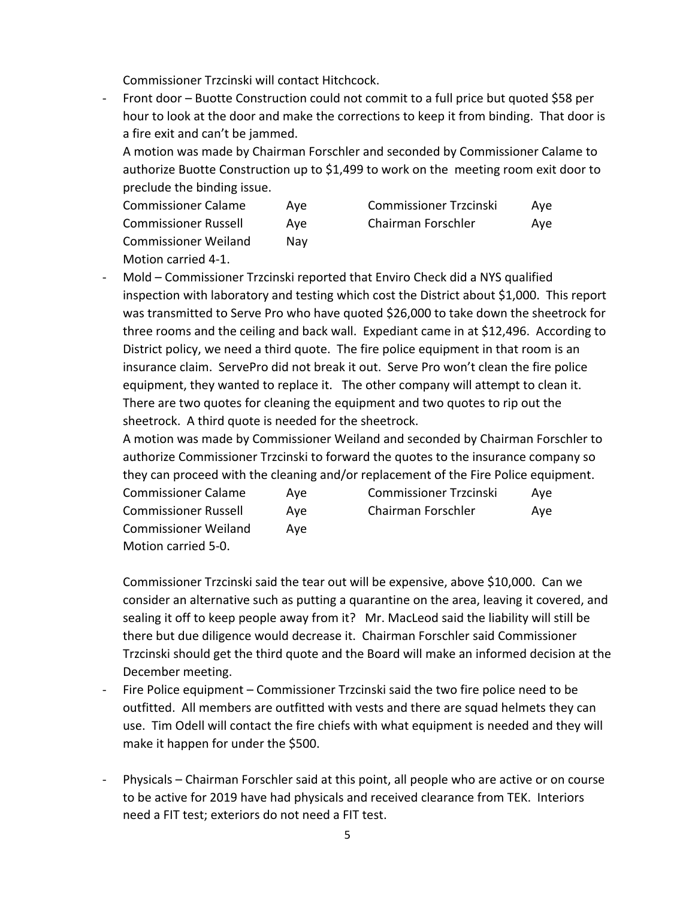Commissioner Trzcinski will contact Hitchcock.

- Front door – Buotte Construction could not commit to a full price but quoted $58 per hour to look at the door and make the corrections to keep it from binding. That door is a fire exit and can't be jammed.

  A motion was made by Chairman Forschler and seconded by Commissioner Calame to authorize Buotte Construction up to $1,499 to work on the meeting room exit door to preclude the binding issue.

  | | | | |
  |---|---|---|---|
  | Commissioner Calame | Aye | Commissioner Trzcinski | Aye |
  | Commissioner Russell | Aye | Chairman Forschler | Aye |
  | Commissioner Weiland | Nay | | |

  Motion carried 4-1.

- Mold – Commissioner Trzcinski reported that Enviro Check did a NYS qualified inspection with laboratory and testing which cost the District about $1,000. This report was transmitted to Serve Pro who have quoted $26,000 to take down the sheetrock for three rooms and the ceiling and back wall. Expediant came in at $12,496. According to District policy, we need a third quote. The fire police equipment in that room is an insurance claim. ServePro did not break it out. Serve Pro won't clean the fire police equipment, they wanted to replace it. The other company will attempt to clean it. There are two quotes for cleaning the equipment and two quotes to rip out the sheetrock. A third quote is needed for the sheetrock.

  A motion was made by Commissioner Weiland and seconded by Chairman Forschler to authorize Commissioner Trzcinski to forward the quotes to the insurance company so they can proceed with the cleaning and/or replacement of the Fire Police equipment.

  | | | | |
  |---|---|---|---|
  | Commissioner Calame | Aye | Commissioner Trzcinski | Aye |
  | Commissioner Russell | Aye | Chairman Forschler | Aye |
  | Commissioner Weiland | Aye | | |

  Motion carried 5-0.

  Commissioner Trzcinski said the tear out will be expensive, above $10,000. Can we consider an alternative such as putting a quarantine on the area, leaving it covered, and sealing it off to keep people away from it? Mr. MacLeod said the liability will still be there but due diligence would decrease it. Chairman Forschler said Commissioner Trzcinski should get the third quote and the Board will make an informed decision at the December meeting.

- Fire Police equipment – Commissioner Trzcinski said the two fire police need to be outfitted. All members are outfitted with vests and there are squad helmets they can use. Tim Odell will contact the fire chiefs with what equipment is needed and they will make it happen for under the $500.

- Physicals – Chairman Forschler said at this point, all people who are active or on course to be active for 2019 have had physicals and received clearance from TEK. Interiors need a FIT test; exteriors do not need a FIT test.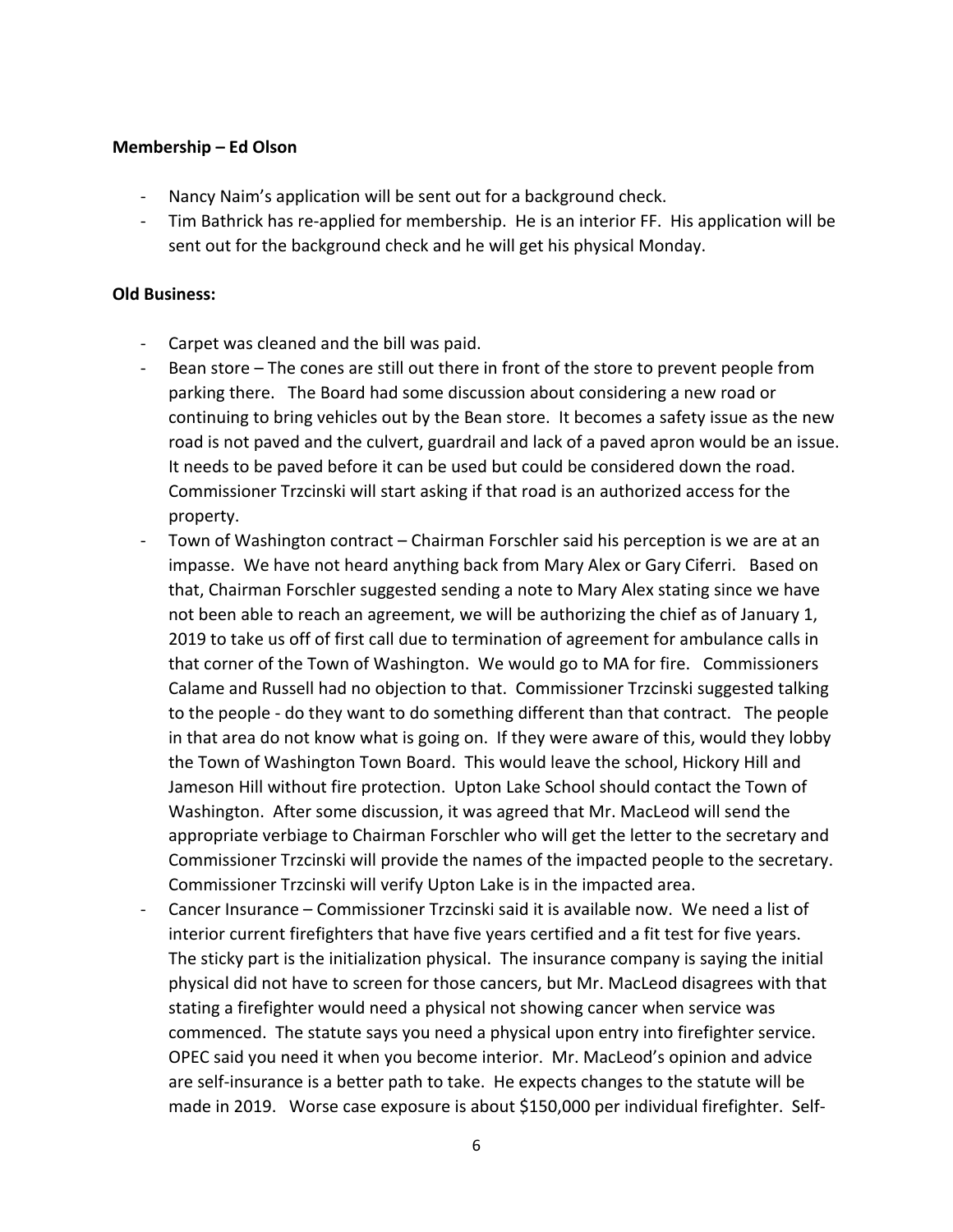**Membership – Ed Olson**

- Nancy Naim's application will be sent out for a background check.
- Tim Bathrick has re-applied for membership. He is an interior FF. His application will be sent out for the background check and he will get his physical Monday.

**Old Business:**

- Carpet was cleaned and the bill was paid.
- Bean store – The cones are still out there in front of the store to prevent people from parking there. The Board had some discussion about considering a new road or continuing to bring vehicles out by the Bean store. It becomes a safety issue as the new road is not paved and the culvert, guardrail and lack of a paved apron would be an issue. It needs to be paved before it can be used but could be considered down the road. Commissioner Trzcinski will start asking if that road is an authorized access for the property.
- Town of Washington contract – Chairman Forschler said his perception is we are at an impasse. We have not heard anything back from Mary Alex or Gary Ciferri. Based on that, Chairman Forschler suggested sending a note to Mary Alex stating since we have not been able to reach an agreement, we will be authorizing the chief as of January 1, 2019 to take us off of first call due to termination of agreement for ambulance calls in that corner of the Town of Washington. We would go to MA for fire. Commissioners Calame and Russell had no objection to that. Commissioner Trzcinski suggested talking to the people - do they want to do something different than that contract. The people in that area do not know what is going on. If they were aware of this, would they lobby the Town of Washington Town Board. This would leave the school, Hickory Hill and Jameson Hill without fire protection. Upton Lake School should contact the Town of Washington. After some discussion, it was agreed that Mr. MacLeod will send the appropriate verbiage to Chairman Forschler who will get the letter to the secretary and Commissioner Trzcinski will provide the names of the impacted people to the secretary. Commissioner Trzcinski will verify Upton Lake is in the impacted area.
- Cancer Insurance – Commissioner Trzcinski said it is available now. We need a list of interior current firefighters that have five years certified and a fit test for five years. The sticky part is the initialization physical. The insurance company is saying the initial physical did not have to screen for those cancers, but Mr. MacLeod disagrees with that stating a firefighter would need a physical not showing cancer when service was commenced. The statute says you need a physical upon entry into firefighter service. OPEC said you need it when you become interior. Mr. MacLeod's opinion and advice are self-insurance is a better path to take. He expects changes to the statute will be made in 2019. Worse case exposure is about $150,000 per individual firefighter. Self-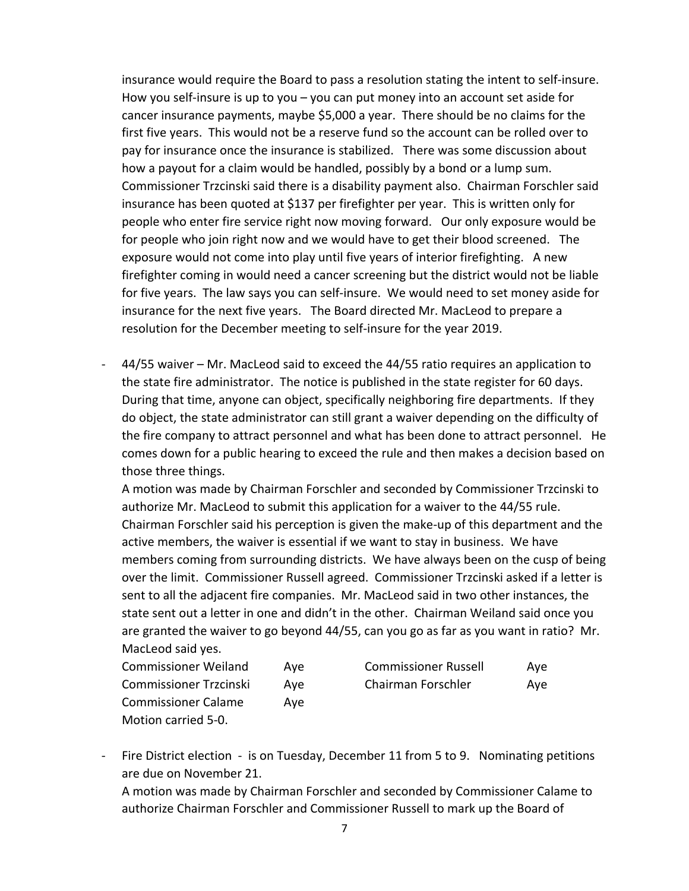insurance would require the Board to pass a resolution stating the intent to self-insure. How you self-insure is up to you – you can put money into an account set aside for cancer insurance payments, maybe $5,000 a year. There should be no claims for the first five years. This would not be a reserve fund so the account can be rolled over to pay for insurance once the insurance is stabilized. There was some discussion about how a payout for a claim would be handled, possibly by a bond or a lump sum. Commissioner Trzcinski said there is a disability payment also. Chairman Forschler said insurance has been quoted at $137 per firefighter per year. This is written only for people who enter fire service right now moving forward. Our only exposure would be for people who join right now and we would have to get their blood screened. The exposure would not come into play until five years of interior firefighting. A new firefighter coming in would need a cancer screening but the district would not be liable for five years. The law says you can self-insure. We would need to set money aside for insurance for the next five years. The Board directed Mr. MacLeod to prepare a resolution for the December meeting to self-insure for the year 2019.

- 44/55 waiver – Mr. MacLeod said to exceed the 44/55 ratio requires an application to the state fire administrator. The notice is published in the state register for 60 days. During that time, anyone can object, specifically neighboring fire departments. If they do object, the state administrator can still grant a waiver depending on the difficulty of the fire company to attract personnel and what has been done to attract personnel. He comes down for a public hearing to exceed the rule and then makes a decision based on those three things.

  A motion was made by Chairman Forschler and seconded by Commissioner Trzcinski to authorize Mr. MacLeod to submit this application for a waiver to the 44/55 rule. Chairman Forschler said his perception is given the make-up of this department and the active members, the waiver is essential if we want to stay in business. We have members coming from surrounding districts. We have always been on the cusp of being over the limit. Commissioner Russell agreed. Commissioner Trzcinski asked if a letter is sent to all the adjacent fire companies. Mr. MacLeod said in two other instances, the state sent out a letter in one and didn't in the other. Chairman Weiland said once you are granted the waiver to go beyond 44/55, can you go as far as you want in ratio? Mr. MacLeod said yes.

  | | | | |
  |---|---|---|---|
  | Commissioner Weiland | Aye | Commissioner Russell | Aye |
  | Commissioner Trzcinski | Aye | Chairman Forschler | Aye |
  | Commissioner Calame | Aye | | |

  Motion carried 5-0.

- Fire District election - is on Tuesday, December 11 from 5 to 9. Nominating petitions are due on November 21.

  A motion was made by Chairman Forschler and seconded by Commissioner Calame to authorize Chairman Forschler and Commissioner Russell to mark up the Board of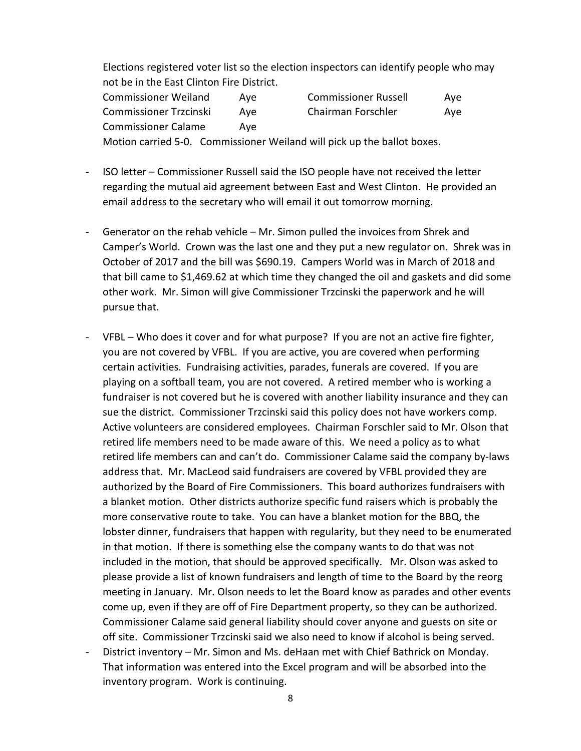Elections registered voter list so the election inspectors can identify people who may not be in the East Clinton Fire District.

| | | | |
|---|---|---|---|
| Commissioner Weiland | Aye | Commissioner Russell | Aye |
| Commissioner Trzcinski | Aye | Chairman Forschler | Aye |
| Commissioner Calame | Aye | | |

Motion carried 5-0. Commissioner Weiland will pick up the ballot boxes.

- ISO letter – Commissioner Russell said the ISO people have not received the letter regarding the mutual aid agreement between East and West Clinton. He provided an email address to the secretary who will email it out tomorrow morning.

- Generator on the rehab vehicle – Mr. Simon pulled the invoices from Shrek and Camper's World. Crown was the last one and they put a new regulator on. Shrek was in October of 2017 and the bill was $690.19. Campers World was in March of 2018 and that bill came to $1,469.62 at which time they changed the oil and gaskets and did some other work. Mr. Simon will give Commissioner Trzcinski the paperwork and he will pursue that.

- VFBL – Who does it cover and for what purpose? If you are not an active fire fighter, you are not covered by VFBL. If you are active, you are covered when performing certain activities. Fundraising activities, parades, funerals are covered. If you are playing on a softball team, you are not covered. A retired member who is working a fundraiser is not covered but he is covered with another liability insurance and they can sue the district. Commissioner Trzcinski said this policy does not have workers comp. Active volunteers are considered employees. Chairman Forschler said to Mr. Olson that retired life members need to be made aware of this. We need a policy as to what retired life members can and can't do. Commissioner Calame said the company by-laws address that. Mr. MacLeod said fundraisers are covered by VFBL provided they are authorized by the Board of Fire Commissioners. This board authorizes fundraisers with a blanket motion. Other districts authorize specific fund raisers which is probably the more conservative route to take. You can have a blanket motion for the BBQ, the lobster dinner, fundraisers that happen with regularity, but they need to be enumerated in that motion. If there is something else the company wants to do that was not included in the motion, that should be approved specifically. Mr. Olson was asked to please provide a list of known fundraisers and length of time to the Board by the reorg meeting in January. Mr. Olson needs to let the Board know as parades and other events come up, even if they are off of Fire Department property, so they can be authorized. Commissioner Calame said general liability should cover anyone and guests on site or off site. Commissioner Trzcinski said we also need to know if alcohol is being served.
- District inventory – Mr. Simon and Ms. deHaan met with Chief Bathrick on Monday. That information was entered into the Excel program and will be absorbed into the inventory program. Work is continuing.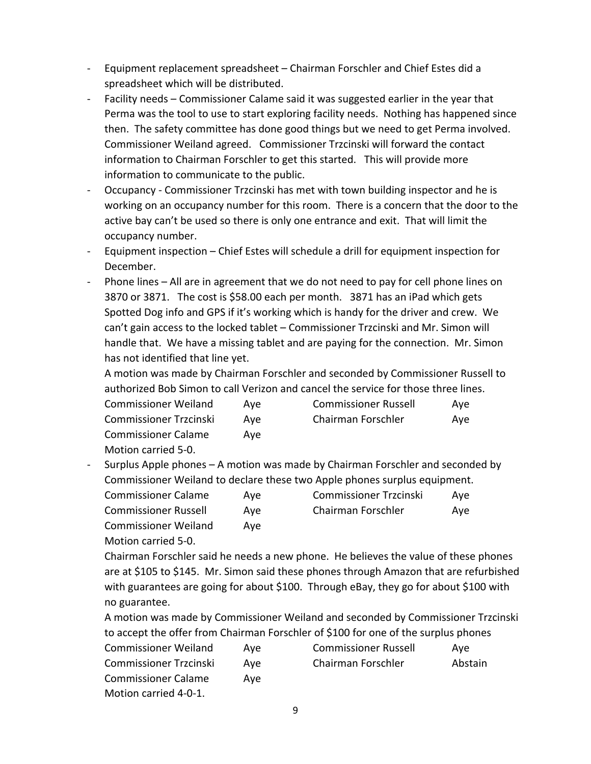- Equipment replacement spreadsheet – Chairman Forschler and Chief Estes did a spreadsheet which will be distributed.
- Facility needs – Commissioner Calame said it was suggested earlier in the year that Perma was the tool to use to start exploring facility needs. Nothing has happened since then. The safety committee has done good things but we need to get Perma involved. Commissioner Weiland agreed. Commissioner Trzcinski will forward the contact information to Chairman Forschler to get this started. This will provide more information to communicate to the public.
- Occupancy - Commissioner Trzcinski has met with town building inspector and he is working on an occupancy number for this room. There is a concern that the door to the active bay can't be used so there is only one entrance and exit. That will limit the occupancy number.
- Equipment inspection – Chief Estes will schedule a drill for equipment inspection for December.
- Phone lines – All are in agreement that we do not need to pay for cell phone lines on 3870 or 3871. The cost is $58.00 each per month. 3871 has an iPad which gets Spotted Dog info and GPS if it's working which is handy for the driver and crew. We can't gain access to the locked tablet – Commissioner Trzcinski and Mr. Simon will handle that. We have a missing tablet and are paying for the connection. Mr. Simon has not identified that line yet.

  A motion was made by Chairman Forschler and seconded by Commissioner Russell to authorized Bob Simon to call Verizon and cancel the service for those three lines.

  | | | | |
  |---|---|---|---|
  | Commissioner Weiland | Aye | Commissioner Russell | Aye |
  | Commissioner Trzcinski | Aye | Chairman Forschler | Aye |
  | Commissioner Calame | Aye | | |

  Motion carried 5-0.
- Surplus Apple phones – A motion was made by Chairman Forschler and seconded by Commissioner Weiland to declare these two Apple phones surplus equipment.

  | | | | |
  |---|---|---|---|
  | Commissioner Calame | Aye | Commissioner Trzcinski | Aye |
  | Commissioner Russell | Aye | Chairman Forschler | Aye |
  | Commissioner Weiland | Aye | | |

  Motion carried 5-0.

  Chairman Forschler said he needs a new phone. He believes the value of these phones are at $105 to $145. Mr. Simon said these phones through Amazon that are refurbished with guarantees are going for about $100. Through eBay, they go for about $100 with no guarantee.

  A motion was made by Commissioner Weiland and seconded by Commissioner Trzcinski to accept the offer from Chairman Forschler of $100 for one of the surplus phones

  | | | | |
  |---|---|---|---|
  | Commissioner Weiland | Aye | Commissioner Russell | Aye |
  | Commissioner Trzcinski | Aye | Chairman Forschler | Abstain |
  | Commissioner Calame | Aye | | |

  Motion carried 4-0-1.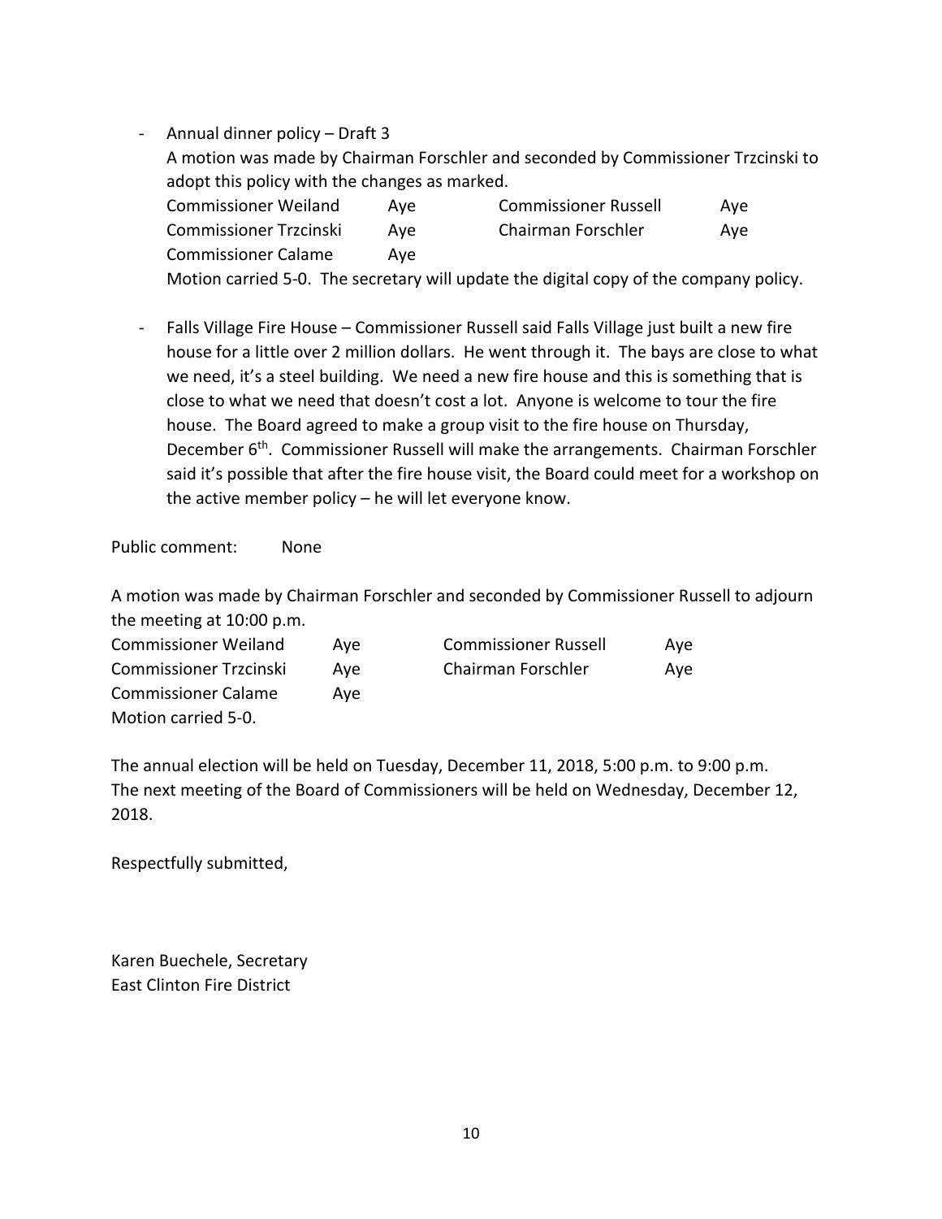- Annual dinner policy – Draft 3

  A motion was made by Chairman Forschler and seconded by Commissioner Trzcinski to adopt this policy with the changes as marked.

  | | | | |
  |---|---|---|---|
  | Commissioner Weiland | Aye | Commissioner Russell | Aye |
  | Commissioner Trzcinski | Aye | Chairman Forschler | Aye |
  | Commissioner Calame | Aye | | |

  Motion carried 5-0. The secretary will update the digital copy of the company policy.

- Falls Village Fire House – Commissioner Russell said Falls Village just built a new fire house for a little over 2 million dollars. He went through it. The bays are close to what we need, it's a steel building. We need a new fire house and this is something that is close to what we need that doesn't cost a lot. Anyone is welcome to tour the fire house. The Board agreed to make a group visit to the fire house on Thursday, December 6th. Commissioner Russell will make the arrangements. Chairman Forschler said it's possible that after the fire house visit, the Board could meet for a workshop on the active member policy – he will let everyone know.

Public comment: None

A motion was made by Chairman Forschler and seconded by Commissioner Russell to adjourn the meeting at 10:00 p.m.

| | | | |
|---|---|---|---|
| Commissioner Weiland | Aye | Commissioner Russell | Aye |
| Commissioner Trzcinski | Aye | Chairman Forschler | Aye |
| Commissioner Calame | Aye | | |

Motion carried 5-0.

The annual election will be held on Tuesday, December 11, 2018, 5:00 p.m. to 9:00 p.m.
The next meeting of the Board of Commissioners will be held on Wednesday, December 12, 2018.

Respectfully submitted,

Karen Buechele, Secretary
East Clinton Fire District